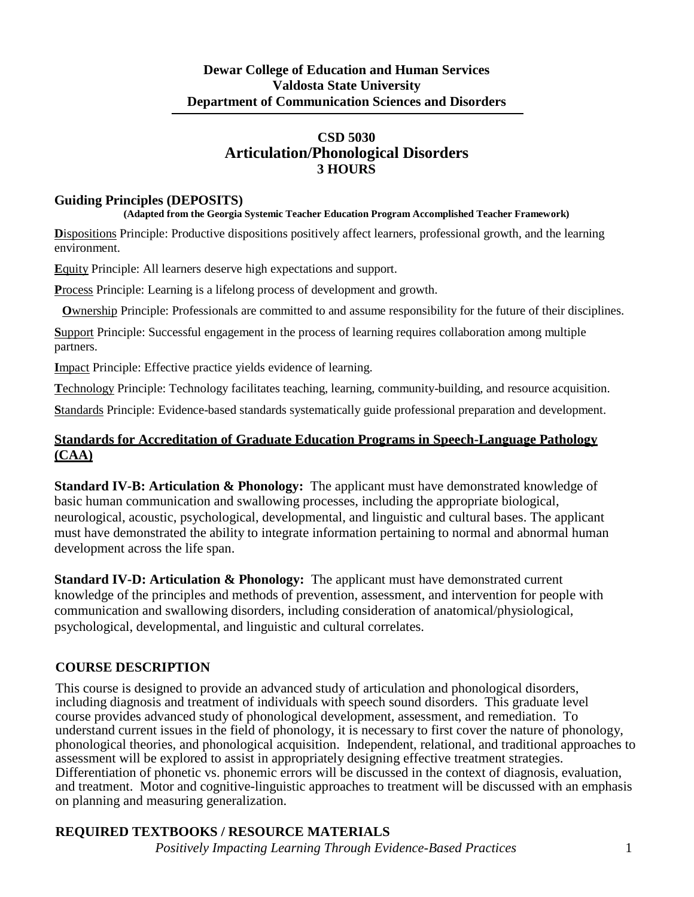**Dewar College of Education and Human Services**
**Valdosta State University**
**Department of Communication Sciences and Disorders**

# CSD 5030
# Articulation/Phonological Disorders
## 3 HOURS

## Guiding Principles (DEPOSITS)

**(Adapted from the Georgia Systemic Teacher Education Program Accomplished Teacher Framework)**

**D**ispositions Principle: Productive dispositions positively affect learners, professional growth, and the learning environment.

**E**quity Principle: All learners deserve high expectations and support.

**P**rocess Principle: Learning is a lifelong process of development and growth.

**O**wnership Principle: Professionals are committed to and assume responsibility for the future of their disciplines.

**S**upport Principle: Successful engagement in the process of learning requires collaboration among multiple partners.

**I**mpact Principle: Effective practice yields evidence of learning.

**T**echnology Principle: Technology facilitates teaching, learning, community-building, and resource acquisition.

**S**tandards Principle: Evidence-based standards systematically guide professional preparation and development.

## Standards for Accreditation of Graduate Education Programs in Speech-Language Pathology (CAA)

**Standard IV-B: Articulation & Phonology:** The applicant must have demonstrated knowledge of basic human communication and swallowing processes, including the appropriate biological, neurological, acoustic, psychological, developmental, and linguistic and cultural bases. The applicant must have demonstrated the ability to integrate information pertaining to normal and abnormal human development across the life span.

**Standard IV-D: Articulation & Phonology:** The applicant must have demonstrated current knowledge of the principles and methods of prevention, assessment, and intervention for people with communication and swallowing disorders, including consideration of anatomical/physiological, psychological, developmental, and linguistic and cultural correlates.

## COURSE DESCRIPTION

This course is designed to provide an advanced study of articulation and phonological disorders, including diagnosis and treatment of individuals with speech sound disorders. This graduate level course provides advanced study of phonological development, assessment, and remediation. To understand current issues in the field of phonology, it is necessary to first cover the nature of phonology, phonological theories, and phonological acquisition. Independent, relational, and traditional approaches to assessment will be explored to assist in appropriately designing effective treatment strategies. Differentiation of phonetic vs. phonemic errors will be discussed in the context of diagnosis, evaluation, and treatment. Motor and cognitive-linguistic approaches to treatment will be discussed with an emphasis on planning and measuring generalization.

## REQUIRED TEXTBOOKS / RESOURCE MATERIALS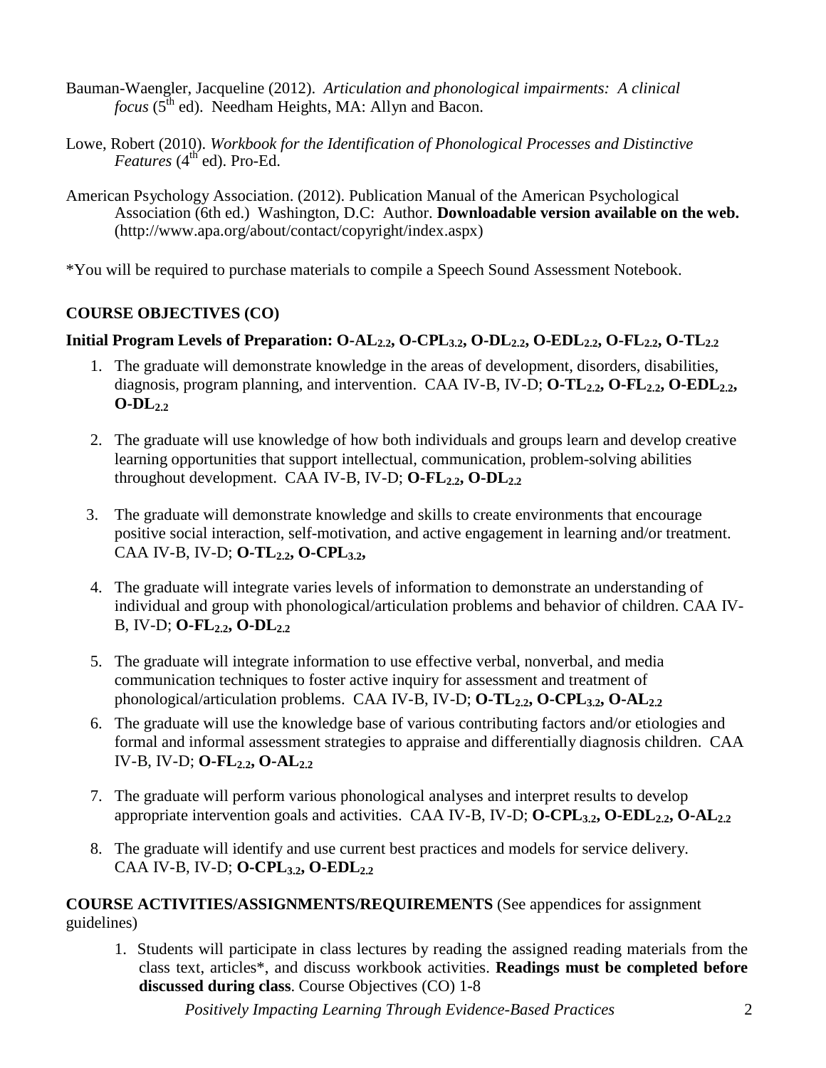Bauman-Waengler, Jacqueline (2012). *Articulation and phonological impairments: A clinical focus* (5th ed). Needham Heights, MA: Allyn and Bacon.

Lowe, Robert (2010). *Workbook for the Identification of Phonological Processes and Distinctive Features* (4th ed). Pro-Ed.

American Psychology Association. (2012). Publication Manual of the American Psychological Association (6th ed.) Washington, D.C: Author. **Downloadable version available on the web.** (http://www.apa.org/about/contact/copyright/index.aspx)

*You will be required to purchase materials to compile a Speech Sound Assessment Notebook.

## COURSE OBJECTIVES (CO)

**Initial Program Levels of Preparation: O-AL$_{2.2}$, O-CPL$_{3.2}$, O-DL$_{2.2}$, O-EDL$_{2.2}$, O-FL$_{2.2}$, O-TL$_{2.2}$**

1. The graduate will demonstrate knowledge in the areas of development, disorders, disabilities, diagnosis, program planning, and intervention. CAA IV-B, IV-D; **O-TL$_{2.2}$, O-FL$_{2.2}$, O-EDL$_{2.2}$, O-DL$_{2.2}$**
2. The graduate will use knowledge of how both individuals and groups learn and develop creative learning opportunities that support intellectual, communication, problem-solving abilities throughout development. CAA IV-B, IV-D; **O-FL$_{2.2}$, O-DL$_{2.2}$**
3. The graduate will demonstrate knowledge and skills to create environments that encourage positive social interaction, self-motivation, and active engagement in learning and/or treatment. CAA IV-B, IV-D; **O-TL$_{2.2}$, O-CPL$_{3.2}$,**
4. The graduate will integrate varies levels of information to demonstrate an understanding of individual and group with phonological/articulation problems and behavior of children. CAA IV-B, IV-D; **O-FL$_{2.2}$, O-DL$_{2.2}$**
5. The graduate will integrate information to use effective verbal, nonverbal, and media communication techniques to foster active inquiry for assessment and treatment of phonological/articulation problems. CAA IV-B, IV-D; **O-TL$_{2.2}$, O-CPL$_{3.2}$, O-AL$_{2.2}$**
6. The graduate will use the knowledge base of various contributing factors and/or etiologies and formal and informal assessment strategies to appraise and differentially diagnosis children. CAA IV-B, IV-D; **O-FL$_{2.2}$, O-AL$_{2.2}$**
7. The graduate will perform various phonological analyses and interpret results to develop appropriate intervention goals and activities. CAA IV-B, IV-D; **O-CPL$_{3.2}$, O-EDL$_{2.2}$, O-AL$_{2.2}$**
8. The graduate will identify and use current best practices and models for service delivery. CAA IV-B, IV-D; **O-CPL$_{3.2}$, O-EDL$_{2.2}$**

**COURSE ACTIVITIES/ASSIGNMENTS/REQUIREMENTS** (See appendices for assignment guidelines)

1. Students will participate in class lectures by reading the assigned reading materials from the class text, articles*, and discuss workbook activities. **Readings must be completed before discussed during class**. Course Objectives (CO) 1-8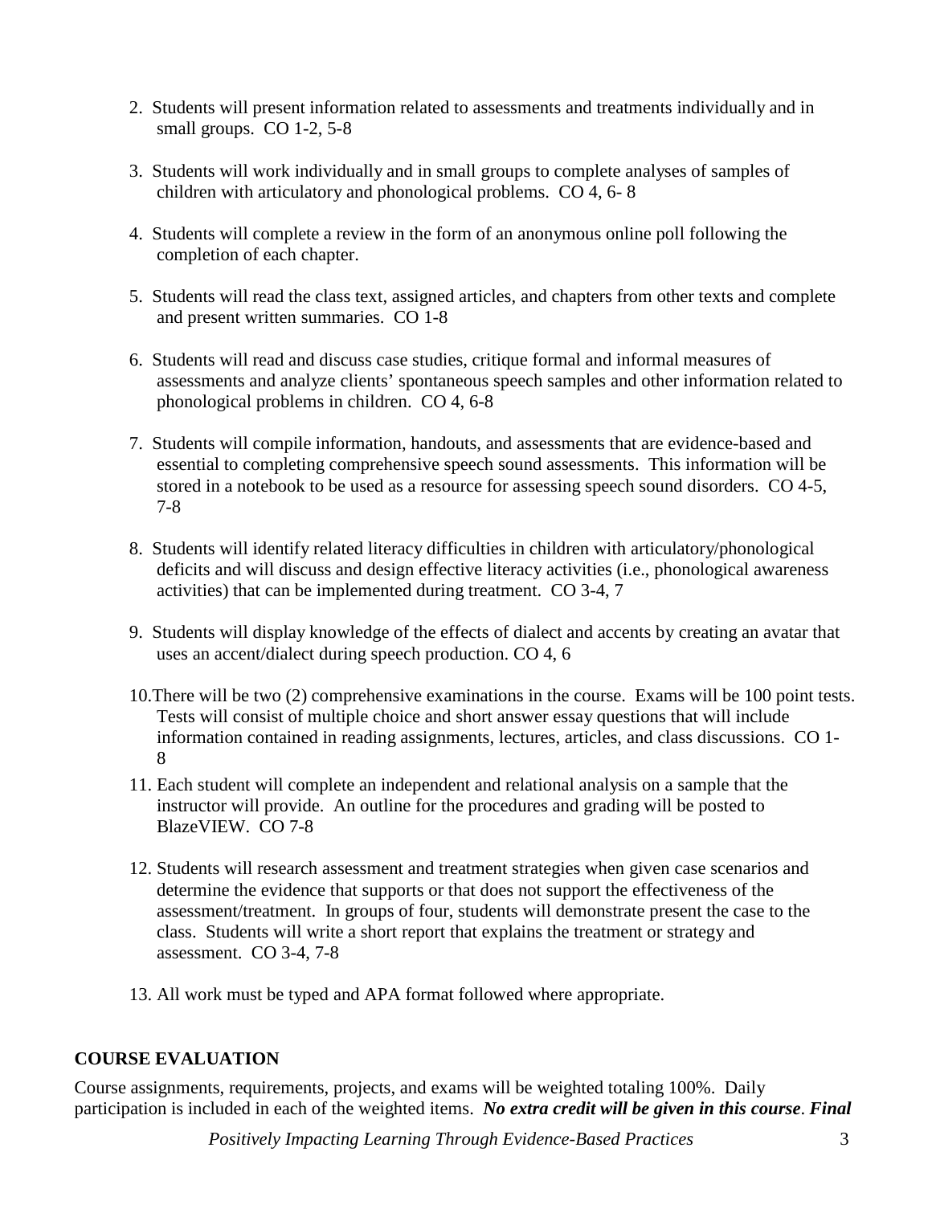2. Students will present information related to assessments and treatments individually and in small groups. CO 1-2, 5-8

3. Students will work individually and in small groups to complete analyses of samples of children with articulatory and phonological problems. CO 4, 6- 8

4. Students will complete a review in the form of an anonymous online poll following the completion of each chapter.

5. Students will read the class text, assigned articles, and chapters from other texts and complete and present written summaries. CO 1-8

6. Students will read and discuss case studies, critique formal and informal measures of assessments and analyze clients' spontaneous speech samples and other information related to phonological problems in children. CO 4, 6-8

7. Students will compile information, handouts, and assessments that are evidence-based and essential to completing comprehensive speech sound assessments. This information will be stored in a notebook to be used as a resource for assessing speech sound disorders. CO 4-5, 7-8

8. Students will identify related literacy difficulties in children with articulatory/phonological deficits and will discuss and design effective literacy activities (i.e., phonological awareness activities) that can be implemented during treatment. CO 3-4, 7

9. Students will display knowledge of the effects of dialect and accents by creating an avatar that uses an accent/dialect during speech production. CO 4, 6

10. There will be two (2) comprehensive examinations in the course. Exams will be 100 point tests. Tests will consist of multiple choice and short answer essay questions that will include information contained in reading assignments, lectures, articles, and class discussions. CO 1-8

11. Each student will complete an independent and relational analysis on a sample that the instructor will provide. An outline for the procedures and grading will be posted to BlazeVIEW. CO 7-8

12. Students will research assessment and treatment strategies when given case scenarios and determine the evidence that supports or that does not support the effectiveness of the assessment/treatment. In groups of four, students will demonstrate present the case to the class. Students will write a short report that explains the treatment or strategy and assessment. CO 3-4, 7-8

13. All work must be typed and APA format followed where appropriate.

## COURSE EVALUATION

Course assignments, requirements, projects, and exams will be weighted totaling 100%. Daily participation is included in each of the weighted items. ***No extra credit will be given in this course***. ***Final***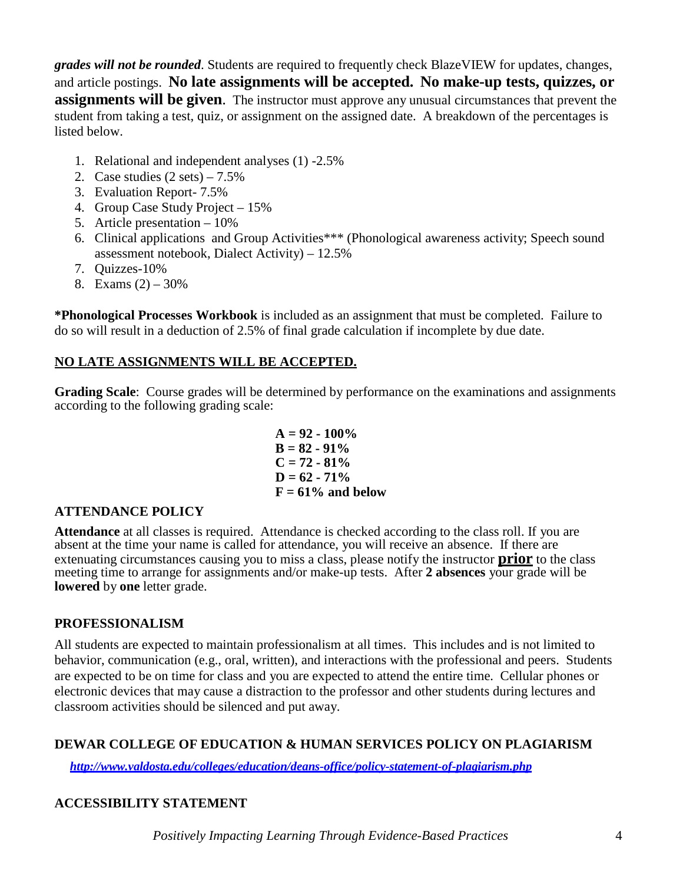***grades will not be rounded***. Students are required to frequently check BlazeVIEW for updates, changes, and article postings. **No late assignments will be accepted. No make-up tests, quizzes, or assignments will be given**. The instructor must approve any unusual circumstances that prevent the student from taking a test, quiz, or assignment on the assigned date. A breakdown of the percentages is listed below.

1. Relational and independent analyses (1) -2.5%
2. Case studies (2 sets) – 7.5%
3. Evaluation Report- 7.5%
4. Group Case Study Project – 15%
5. Article presentation – 10%
6. Clinical applications and Group Activities*** (Phonological awareness activity; Speech sound assessment notebook, Dialect Activity) – 12.5%
7. Quizzes-10%
8. Exams (2) – 30%

***Phonological Processes Workbook** is included as an assignment that must be completed. Failure to do so will result in a deduction of 2.5% of final grade calculation if incomplete by due date.

**NO LATE ASSIGNMENTS WILL BE ACCEPTED.**

**Grading Scale**: Course grades will be determined by performance on the examinations and assignments according to the following grading scale:

**A = 92 - 100%**
**B = 82 - 91%**
**C = 72 - 81%**
**D = 62 - 71%**
**F = 61% and below**

## ATTENDANCE POLICY

**Attendance** at all classes is required. Attendance is checked according to the class roll. If you are absent at the time your name is called for attendance, you will receive an absence. If there are extenuating circumstances causing you to miss a class, please notify the instructor **prior** to the class meeting time to arrange for assignments and/or make-up tests. After **2 absences** your grade will be **lowered** by **one** letter grade.

## PROFESSIONALISM

All students are expected to maintain professionalism at all times. This includes and is not limited to behavior, communication (e.g., oral, written), and interactions with the professional and peers. Students are expected to be on time for class and you are expected to attend the entire time. Cellular phones or electronic devices that may cause a distraction to the professor and other students during lectures and classroom activities should be silenced and put away.

## DEWAR COLLEGE OF EDUCATION & HUMAN SERVICES POLICY ON PLAGIARISM

***http://www.valdosta.edu/colleges/education/deans-office/policy-statement-of-plagiarism.php***

## ACCESSIBILITY STATEMENT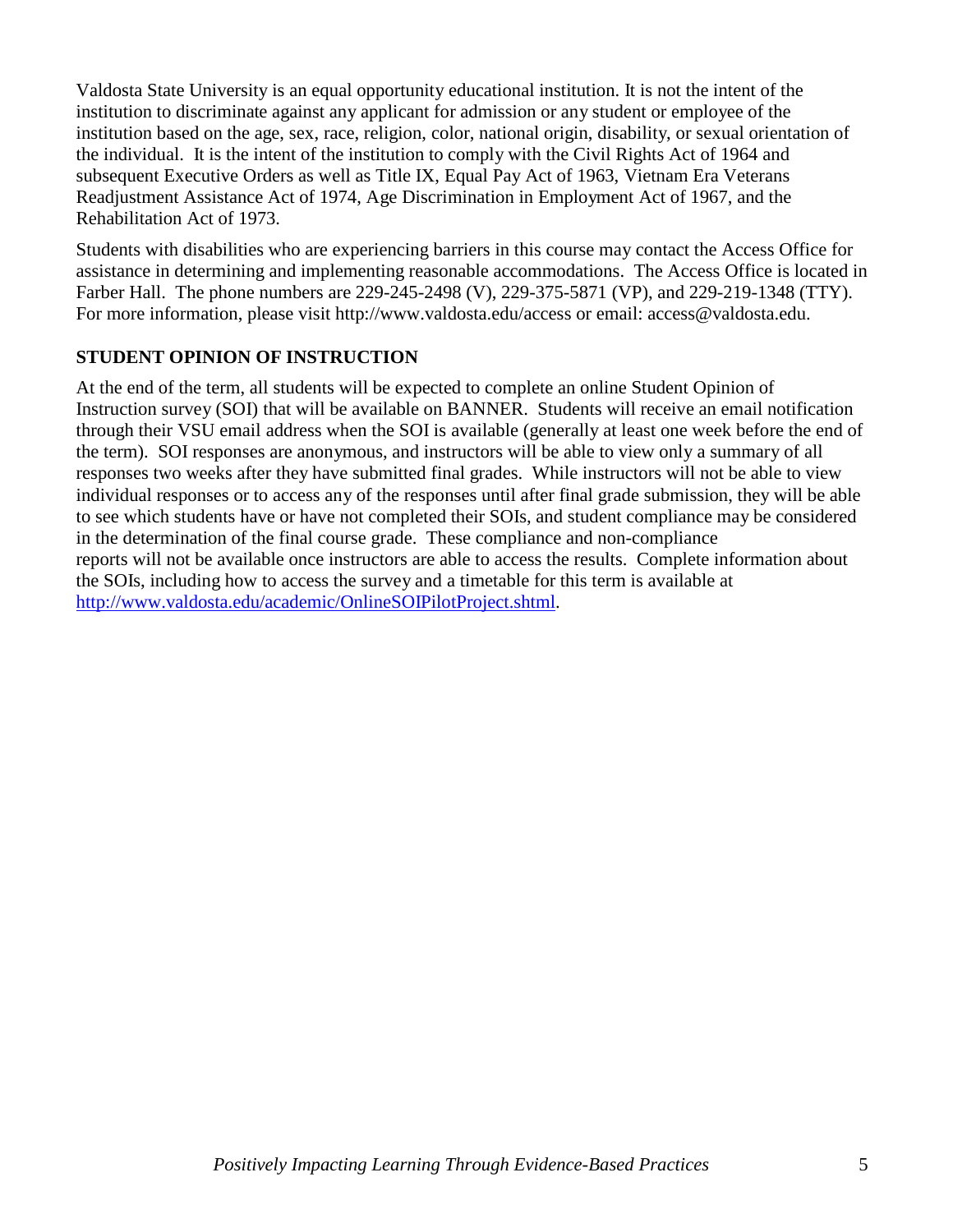Valdosta State University is an equal opportunity educational institution. It is not the intent of the institution to discriminate against any applicant for admission or any student or employee of the institution based on the age, sex, race, religion, color, national origin, disability, or sexual orientation of the individual. It is the intent of the institution to comply with the Civil Rights Act of 1964 and subsequent Executive Orders as well as Title IX, Equal Pay Act of 1963, Vietnam Era Veterans Readjustment Assistance Act of 1974, Age Discrimination in Employment Act of 1967, and the Rehabilitation Act of 1973.

Students with disabilities who are experiencing barriers in this course may contact the Access Office for assistance in determining and implementing reasonable accommodations. The Access Office is located in Farber Hall. The phone numbers are 229-245-2498 (V), 229-375-5871 (VP), and 229-219-1348 (TTY). For more information, please visit http://www.valdosta.edu/access or email: access@valdosta.edu.

## STUDENT OPINION OF INSTRUCTION

At the end of the term, all students will be expected to complete an online Student Opinion of Instruction survey (SOI) that will be available on BANNER. Students will receive an email notification through their VSU email address when the SOI is available (generally at least one week before the end of the term). SOI responses are anonymous, and instructors will be able to view only a summary of all responses two weeks after they have submitted final grades. While instructors will not be able to view individual responses or to access any of the responses until after final grade submission, they will be able to see which students have or have not completed their SOIs, and student compliance may be considered in the determination of the final course grade. These compliance and non-compliance reports will not be available once instructors are able to access the results. Complete information about the SOIs, including how to access the survey and a timetable for this term is available at [http://www.valdosta.edu/academic/OnlineSOIPilotProject.shtml](http://www.valdosta.edu/academic/OnlineSOIPilotProject.shtml).